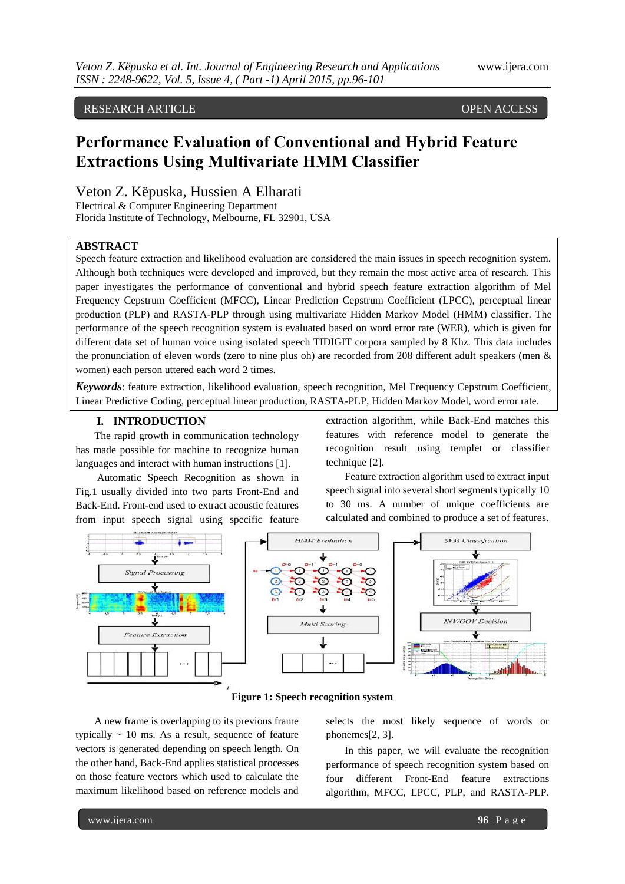RESEARCH ARTICLE OPEN ACCESS

# Performance Evaluation of Conventional and Hybrid Feature Extractions Using Multivariate HMM Classifier

Veton Z. Këpuska, Hussien A Elharati
Electrical & Computer Engineering Department
Florida Institute of Technology, Melbourne, FL 32901, USA

## ABSTRACT

Speech feature extraction and likelihood evaluation are considered the main issues in speech recognition system. Although both techniques were developed and improved, but they remain the most active area of research. This paper investigates the performance of conventional and hybrid speech feature extraction algorithm of Mel Frequency Cepstrum Coefficient (MFCC), Linear Prediction Cepstrum Coefficient (LPCC), perceptual linear production (PLP) and RASTA-PLP through using multivariate Hidden Markov Model (HMM) classifier. The performance of the speech recognition system is evaluated based on word error rate (WER), which is given for different data set of human voice using isolated speech TIDIGIT corpora sampled by 8 Khz. This data includes the pronunciation of eleven words (zero to nine plus oh) are recorded from 208 different adult speakers (men & women) each person uttered each word 2 times.

***Keywords***: feature extraction, likelihood evaluation, speech recognition, Mel Frequency Cepstrum Coefficient, Linear Predictive Coding, perceptual linear production, RASTA-PLP, Hidden Markov Model, word error rate.

## I. INTRODUCTION

The rapid growth in communication technology has made possible for machine to recognize human languages and interact with human instructions [1].

Automatic Speech Recognition as shown in Fig.1 usually divided into two parts Front-End and Back-End. Front-end used to extract acoustic features from input speech signal using specific feature extraction algorithm, while Back-End matches this features with reference model to generate the recognition result using templet or classifier technique [2].

Feature extraction algorithm used to extract input speech signal into several short segments typically 10 to 30 ms. A number of unique coefficients are calculated and combined to produce a set of features.

**Figure 1: Speech recognition system**

A new frame is overlapping to its previous frame typically ~ 10 ms. As a result, sequence of feature vectors is generated depending on speech length. On the other hand, Back-End applies statistical processes on those feature vectors which used to calculate the maximum likelihood based on reference models and selects the most likely sequence of words or phonemes[2, 3].

In this paper, we will evaluate the recognition performance of speech recognition system based on four different Front-End feature extractions algorithm, MFCC, LPCC, PLP, and RASTA-PLP.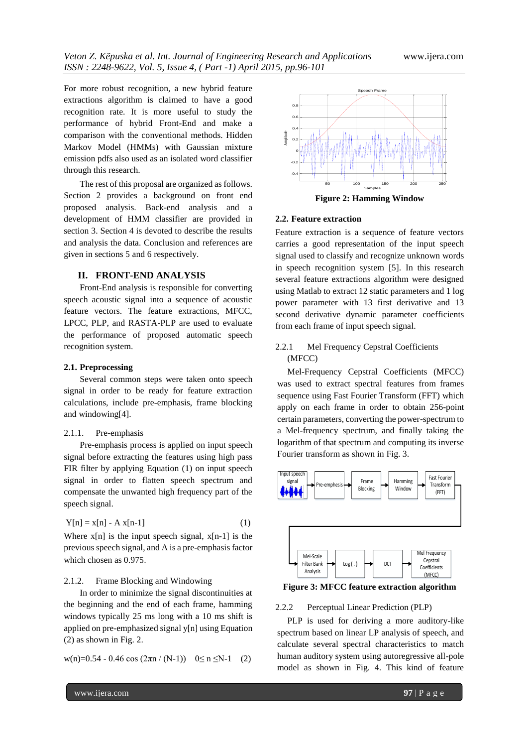For more robust recognition, a new hybrid feature extractions algorithm is claimed to have a good recognition rate. It is more useful to study the performance of hybrid Front-End and make a comparison with the conventional methods. Hidden Markov Model (HMMs) with Gaussian mixture emission pdfs also used as an isolated word classifier through this research.

The rest of this proposal are organized as follows. Section 2 provides a background on front end proposed analysis. Back-end analysis and a development of HMM classifier are provided in section 3. Section 4 is devoted to describe the results and analysis the data. Conclusion and references are given in sections 5 and 6 respectively.

## II. FRONT-END ANALYSIS

Front-End analysis is responsible for converting speech acoustic signal into a sequence of acoustic feature vectors. The feature extractions, MFCC, LPCC, PLP, and RASTA-PLP are used to evaluate the performance of proposed automatic speech recognition system.

### 2.1. Preprocessing

Several common steps were taken onto speech signal in order to be ready for feature extraction calculations, include pre-emphasis, frame blocking and windowing[4].

#### 2.1.1. Pre-emphasis

Pre-emphasis process is applied on input speech signal before extracting the features using high pass FIR filter by applying Equation (1) on input speech signal in order to flatten speech spectrum and compensate the unwanted high frequency part of the speech signal.

$$Y[n] = x[n] - A\, x[n-1] \qquad (1)$$

Where x[n] is the input speech signal, x[n-1] is the previous speech signal, and A is a pre-emphasis factor which chosen as 0.975.

#### 2.1.2. Frame Blocking and Windowing

In order to minimize the signal discontinuities at the beginning and the end of each frame, hamming windows typically 25 ms long with a 10 ms shift is applied on pre-emphasized signal y[n] using Equation (2) as shown in Fig. 2.

$$w(n)=0.54 - 0.46 \cos (2\pi n / (N-1)) \quad 0 \leq n \leq N-1 \qquad (2)$$

**Figure 2: Hamming Window**

### 2.2. Feature extraction

Feature extraction is a sequence of feature vectors carries a good representation of the input speech signal used to classify and recognize unknown words in speech recognition system [5]. In this research several feature extractions algorithm were designed using Matlab to extract 12 static parameters and 1 log power parameter with 13 first derivative and 13 second derivative dynamic parameter coefficients from each frame of input speech signal.

#### 2.2.1 Mel Frequency Cepstral Coefficients (MFCC)

Mel-Frequency Cepstral Coefficients (MFCC) was used to extract spectral features from frames sequence using Fast Fourier Transform (FFT) which apply on each frame in order to obtain 256-point certain parameters, converting the power-spectrum to a Mel-frequency spectrum, and finally taking the logarithm of that spectrum and computing its inverse Fourier transform as shown in Fig. 3.

**Figure 3: MFCC feature extraction algorithm**

#### 2.2.2 Perceptual Linear Prediction (PLP)

PLP is used for deriving a more auditory-like spectrum based on linear LP analysis of speech, and calculate several spectral characteristics to match human auditory system using autoregressive all-pole model as shown in Fig. 4. This kind of feature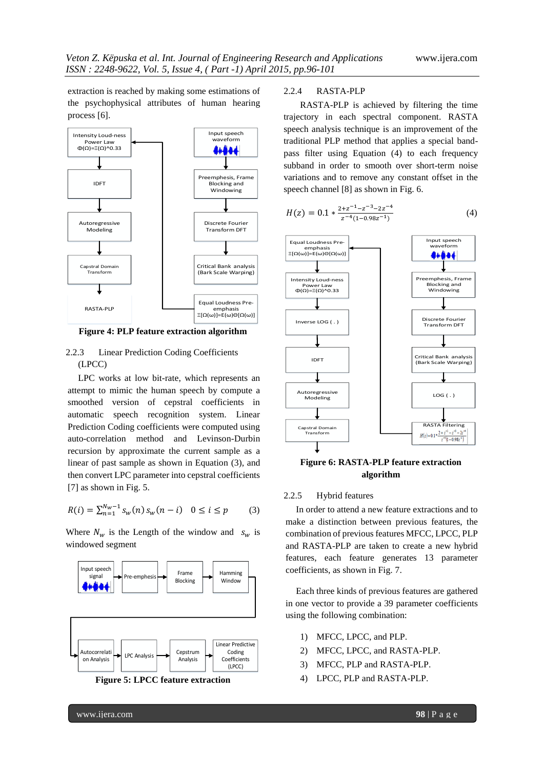extraction is reached by making some estimations of the psychophysical attributes of human hearing process [6].

**Figure 4: PLP feature extraction algorithm**

### 2.2.3 Linear Prediction Coding Coefficients (LPCC)

LPC works at low bit-rate, which represents an attempt to mimic the human speech by compute a smoothed version of cepstral coefficients in automatic speech recognition system. Linear Prediction Coding coefficients were computed using auto-correlation and Levinson-Durbin recursion by approximate the current sample as a linear of past sample as shown in Equation (3), and then convert LPC parameter into cepstral coefficients [7] as shown in Fig. 5.

$$R(i) = \sum_{n=1}^{N_w-1} s_w(n)\, s_w(n-i) \quad 0 \le i \le p \qquad (3)$$

Where $N_w$ is the Length of the window and $s_w$ is windowed segment

**Figure 5: LPCC feature extraction**

### 2.2.4 RASTA-PLP

RASTA-PLP is achieved by filtering the time trajectory in each spectral component. RASTA speech analysis technique is an improvement of the traditional PLP method that applies a special band-pass filter using Equation (4) to each frequency subband in order to smooth over short-term noise variations and to remove any constant offset in the speech channel [8] as shown in Fig. 6.

$$H(z) = 0.1 * \frac{2+z^{-1}-z^{-3}-2z^{-4}}{z^{-4}(1-0.98z^{-1})} \qquad (4)$$

**Figure 6: RASTA-PLP feature extraction algorithm**

### 2.2.5 Hybrid features

In order to attend a new feature extractions and to make a distinction between previous features, the combination of previous features MFCC, LPCC, PLP and RASTA-PLP are taken to create a new hybrid features, each feature generates 13 parameter coefficients, as shown in Fig. 7.

Each three kinds of previous features are gathered in one vector to provide a 39 parameter coefficients using the following combination:

1) MFCC, LPCC, and PLP.
2) MFCC, LPCC, and RASTA-PLP.
3) MFCC, PLP and RASTA-PLP.
4) LPCC, PLP and RASTA-PLP.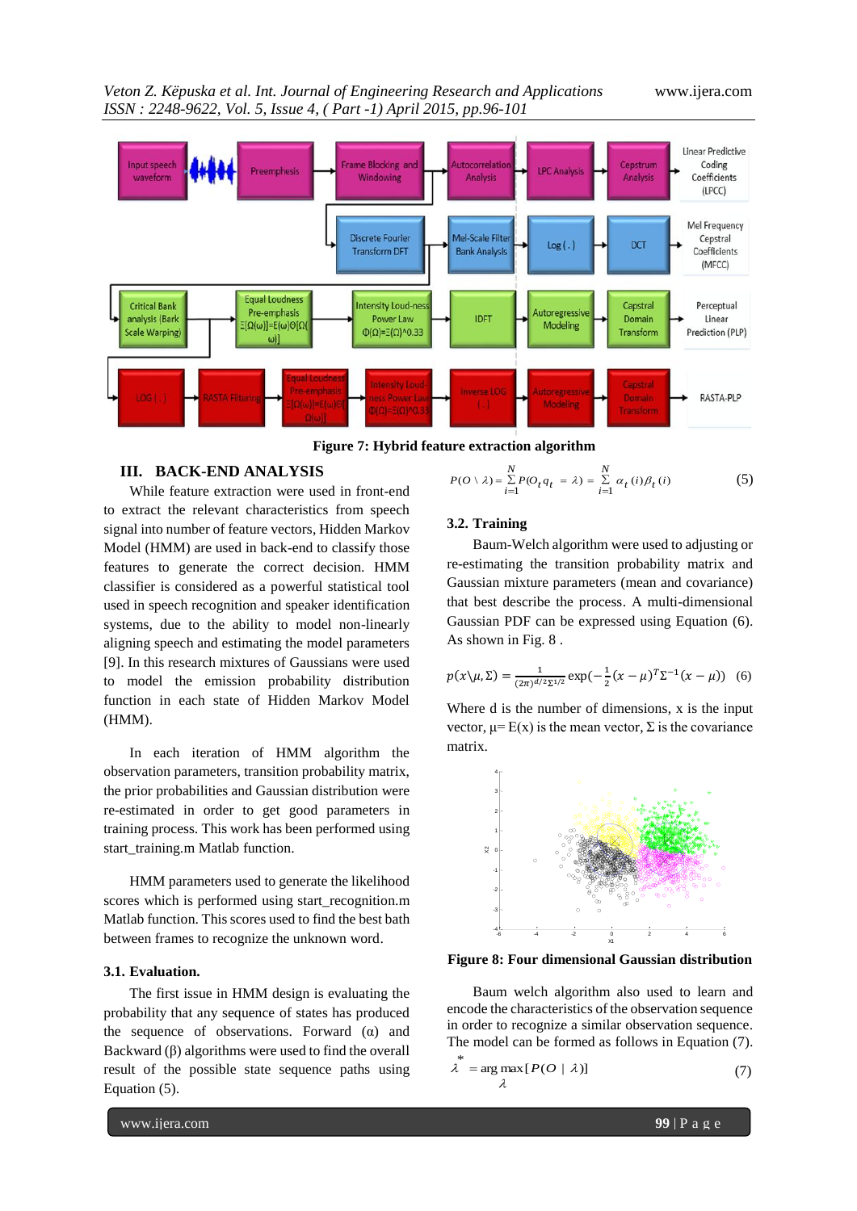Figure 7: Hybrid feature extraction algorithm

## III. BACK-END ANALYSIS

While feature extraction were used in front-end to extract the relevant characteristics from speech signal into number of feature vectors, Hidden Markov Model (HMM) are used in back-end to classify those features to generate the correct decision. HMM classifier is considered as a powerful statistical tool used in speech recognition and speaker identification systems, due to the ability to model non-linearly aligning speech and estimating the model parameters [9]. In this research mixtures of Gaussians were used to model the emission probability distribution function in each state of Hidden Markov Model (HMM).

In each iteration of HMM algorithm the observation parameters, transition probability matrix, the prior probabilities and Gaussian distribution were re-estimated in order to get good parameters in training process. This work has been performed using start_training.m Matlab function.

HMM parameters used to generate the likelihood scores which is performed using start_recognition.m Matlab function. This scores used to find the best bath between frames to recognize the unknown word.

### 3.1. Evaluation.

The first issue in HMM design is evaluating the probability that any sequence of states has produced the sequence of observations. Forward (α) and Backward (β) algorithms were used to find the overall result of the possible state sequence paths using Equation (5).

$$P(O \setminus \lambda) = \sum_{i=1}^{N} P(O_t q_t = \lambda) = \sum_{i=1}^{N} \alpha_t(i)\beta_t(i) \quad (5)$$

### 3.2. Training

Baum-Welch algorithm were used to adjusting or re-estimating the transition probability matrix and Gaussian mixture parameters (mean and covariance) that best describe the process. A multi-dimensional Gaussian PDF can be expressed using Equation (6). As shown in Fig. 8 .

$$p(x \setminus \mu, \Sigma) = \frac{1}{(2\pi)^{d/2}\Sigma^{1/2}} \exp\left(-\frac{1}{2}(x-\mu)^T \Sigma^{-1}(x-\mu)\right) \quad (6)$$

Where d is the number of dimensions, x is the input vector, μ= E(x) is the mean vector, Σ is the covariance matrix.

Figure 8: Four dimensional Gaussian distribution

Baum welch algorithm also used to learn and encode the characteristics of the observation sequence in order to recognize a similar observation sequence. The model can be formed as follows in Equation (7).

$$\lambda^* = \arg\max_{\lambda} [P(O \mid \lambda)] \quad (7)$$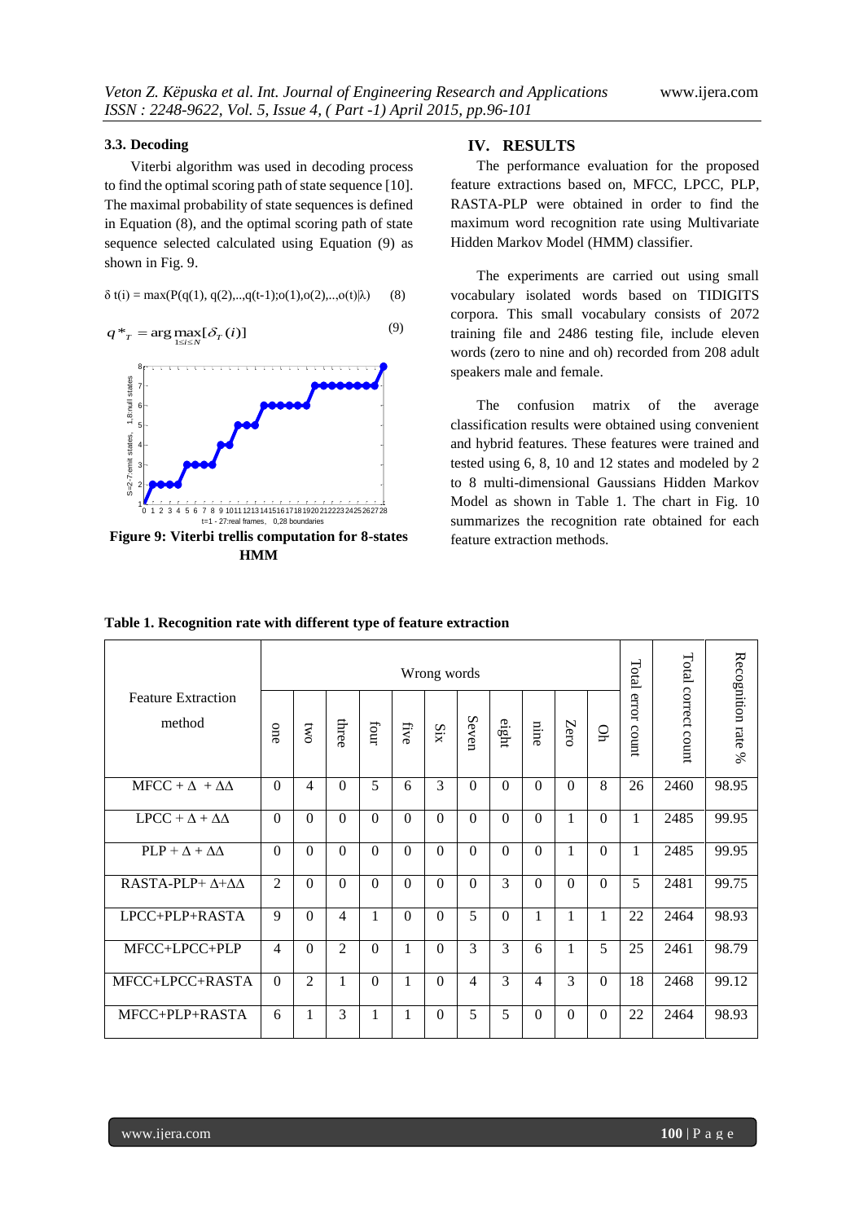### 3.3. Decoding

Viterbi algorithm was used in decoding process to find the optimal scoring path of state sequence [10]. The maximal probability of state sequences is defined in Equation (8), and the optimal scoring path of state sequence selected calculated using Equation (9) as shown in Fig. 9.

$$\delta_t(i) = \max(P(q(1), q(2),..,q(t-1); o(1),o(2),..,o(t)|\lambda) \quad (8)$$

$$q^*_T = \arg\max_{1 \le i \le N}[\delta_T(i)] \quad (9)$$

**Figure 9: Viterbi trellis computation for 8-states HMM**

## IV. RESULTS

The performance evaluation for the proposed feature extractions based on, MFCC, LPCC, PLP, RASTA-PLP were obtained in order to find the maximum word recognition rate using Multivariate Hidden Markov Model (HMM) classifier.

The experiments are carried out using small vocabulary isolated words based on TIDIGITS corpora. This small vocabulary consists of 2072 training file and 2486 testing file, include eleven words (zero to nine and oh) recorded from 208 adult speakers male and female.

The confusion matrix of the average classification results were obtained using convenient and hybrid features. These features were trained and tested using 6, 8, 10 and 12 states and modeled by 2 to 8 multi-dimensional Gaussians Hidden Markov Model as shown in Table 1. The chart in Fig. 10 summarizes the recognition rate obtained for each feature extraction methods.

**Table 1. Recognition rate with different type of feature extraction**

| Feature Extraction method | Wrong words | | | | | | | | | | | Total error count | Total correct count | Recognition rate % |
|---|---|---|---|---|---|---|---|---|---|---|---|---|---|---|
| | one | two | three | four | five | Six | Seven | eight | nine | Zero | Oh | | | |
| MFCC + Δ + ΔΔ | 0 | 4 | 0 | 5 | 6 | 3 | 0 | 0 | 0 | 0 | 8 | 26 | 2460 | 98.95 |
| LPCC + Δ + ΔΔ | 0 | 0 | 0 | 0 | 0 | 0 | 0 | 0 | 0 | 1 | 0 | 1 | 2485 | 99.95 |
| PLP + Δ + ΔΔ | 0 | 0 | 0 | 0 | 0 | 0 | 0 | 0 | 0 | 1 | 0 | 1 | 2485 | 99.95 |
| RASTA-PLP+ Δ+ΔΔ | 2 | 0 | 0 | 0 | 0 | 0 | 0 | 3 | 0 | 0 | 0 | 5 | 2481 | 99.75 |
| LPCC+PLP+RASTA | 9 | 0 | 4 | 1 | 0 | 0 | 5 | 0 | 1 | 1 | 1 | 22 | 2464 | 98.93 |
| MFCC+LPCC+PLP | 4 | 0 | 2 | 0 | 1 | 0 | 3 | 3 | 6 | 1 | 5 | 25 | 2461 | 98.79 |
| MFCC+LPCC+RASTA | 0 | 2 | 1 | 0 | 1 | 0 | 4 | 3 | 4 | 3 | 0 | 18 | 2468 | 99.12 |
| MFCC+PLP+RASTA | 6 | 1 | 3 | 1 | 1 | 0 | 5 | 5 | 0 | 0 | 0 | 22 | 2464 | 98.93 |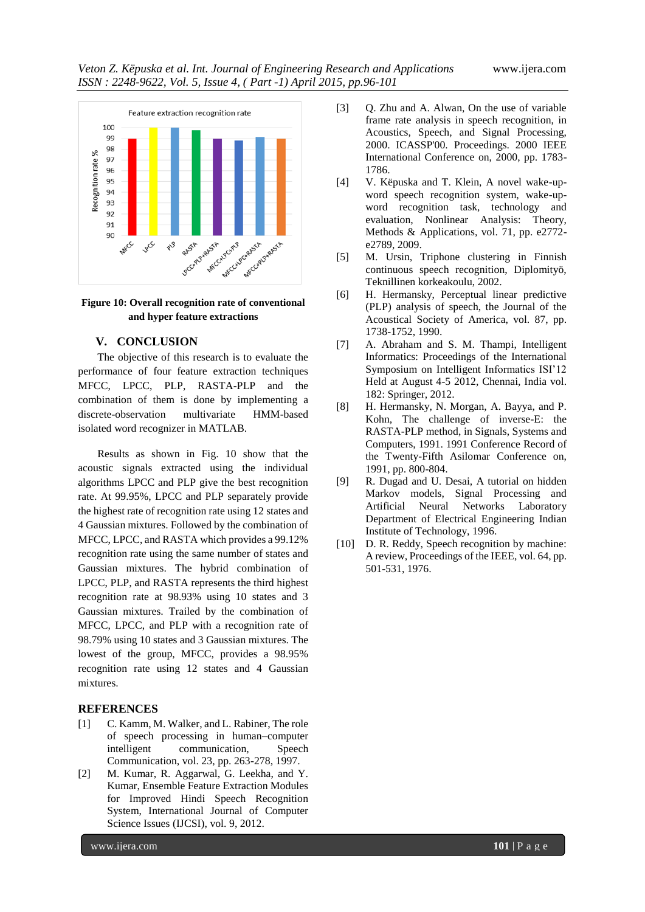Feature extraction recognition rate

Recognition rate %

100
99
98
97
96
95
94
93
92
91
90

MFCC
LPCC
PLP
RASTA
LPCC+PLP+RASTA
MFCC+LPC+PLP
MFCC+LPC+RASTA
MFCC+PLP+RASTA

**Figure 10: Overall recognition rate of conventional and hyper feature extractions**

## V. CONCLUSION

The objective of this research is to evaluate the performance of four feature extraction techniques MFCC, LPCC, PLP, RASTA-PLP and the combination of them is done by implementing a discrete-observation multivariate HMM-based isolated word recognizer in MATLAB.

Results as shown in Fig. 10 show that the acoustic signals extracted using the individual algorithms LPCC and PLP give the best recognition rate. At 99.95%, LPCC and PLP separately provide the highest rate of recognition rate using 12 states and 4 Gaussian mixtures. Followed by the combination of MFCC, LPCC, and RASTA which provides a 99.12% recognition rate using the same number of states and Gaussian mixtures. The hybrid combination of LPCC, PLP, and RASTA represents the third highest recognition rate at 98.93% using 10 states and 3 Gaussian mixtures. Trailed by the combination of MFCC, LPCC, and PLP with a recognition rate of 98.79% using 10 states and 3 Gaussian mixtures. The lowest of the group, MFCC, provides a 98.95% recognition rate using 12 states and 4 Gaussian mixtures.

## REFERENCES

[1] C. Kamm, M. Walker, and L. Rabiner, The role of speech processing in human–computer intelligent communication, Speech Communication, vol. 23, pp. 263-278, 1997.

[2] M. Kumar, R. Aggarwal, G. Leekha, and Y. Kumar, Ensemble Feature Extraction Modules for Improved Hindi Speech Recognition System, International Journal of Computer Science Issues (IJCSI), vol. 9, 2012.

[3] Q. Zhu and A. Alwan, On the use of variable frame rate analysis in speech recognition, in Acoustics, Speech, and Signal Processing, 2000. ICASSP'00. Proceedings. 2000 IEEE International Conference on, 2000, pp. 1783-1786.

[4] V. Këpuska and T. Klein, A novel wake-up-word speech recognition system, wake-up-word recognition task, technology and evaluation, Nonlinear Analysis: Theory, Methods & Applications, vol. 71, pp. e2772-e2789, 2009.

[5] M. Ursin, Triphone clustering in Finnish continuous speech recognition, Diplomityö, Teknillinen korkeakoulu, 2002.

[6] H. Hermansky, Perceptual linear predictive (PLP) analysis of speech, the Journal of the Acoustical Society of America, vol. 87, pp. 1738-1752, 1990.

[7] A. Abraham and S. M. Thampi, Intelligent Informatics: Proceedings of the International Symposium on Intelligent Informatics ISI'12 Held at August 4-5 2012, Chennai, India vol. 182: Springer, 2012.

[8] H. Hermansky, N. Morgan, A. Bayya, and P. Kohn, The challenge of inverse-E: the RASTA-PLP method, in Signals, Systems and Computers, 1991. 1991 Conference Record of the Twenty-Fifth Asilomar Conference on, 1991, pp. 800-804.

[9] R. Dugad and U. Desai, A tutorial on hidden Markov models, Signal Processing and Artificial Neural Networks Laboratory Department of Electrical Engineering Indian Institute of Technology, 1996.

[10] D. R. Reddy, Speech recognition by machine: A review, Proceedings of the IEEE, vol. 64, pp. 501-531, 1976.